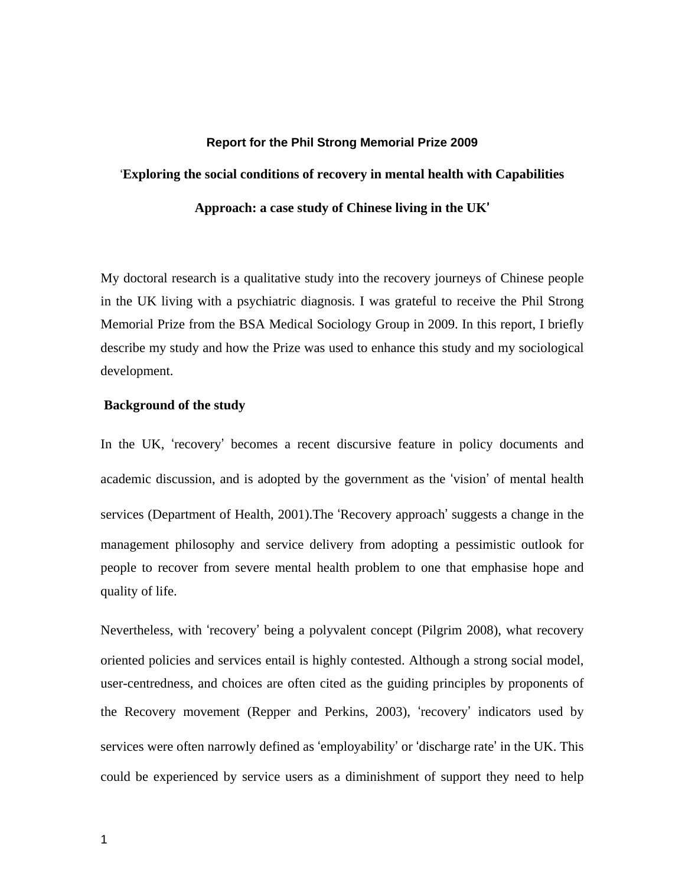# Report for the Phil Strong Memorial Prize 2009

## 'Exploring the social conditions of recovery in mental health with Capabilities Approach: a case study of Chinese living in the UK'

My doctoral research is a qualitative study into the recovery journeys of Chinese people in the UK living with a psychiatric diagnosis. I was grateful to receive the Phil Strong Memorial Prize from the BSA Medical Sociology Group in 2009. In this report, I briefly describe my study and how the Prize was used to enhance this study and my sociological development.

### Background of the study

In the UK, 'recovery' becomes a recent discursive feature in policy documents and academic discussion, and is adopted by the government as the 'vision' of mental health services (Department of Health, 2001).The 'Recovery approach' suggests a change in the management philosophy and service delivery from adopting a pessimistic outlook for people to recover from severe mental health problem to one that emphasise hope and quality of life.

Nevertheless, with 'recovery' being a polyvalent concept (Pilgrim 2008), what recovery oriented policies and services entail is highly contested. Although a strong social model, user-centredness, and choices are often cited as the guiding principles by proponents of the Recovery movement (Repper and Perkins, 2003), 'recovery' indicators used by services were often narrowly defined as 'employability' or 'discharge rate' in the UK. This could be experienced by service users as a diminishment of support they need to help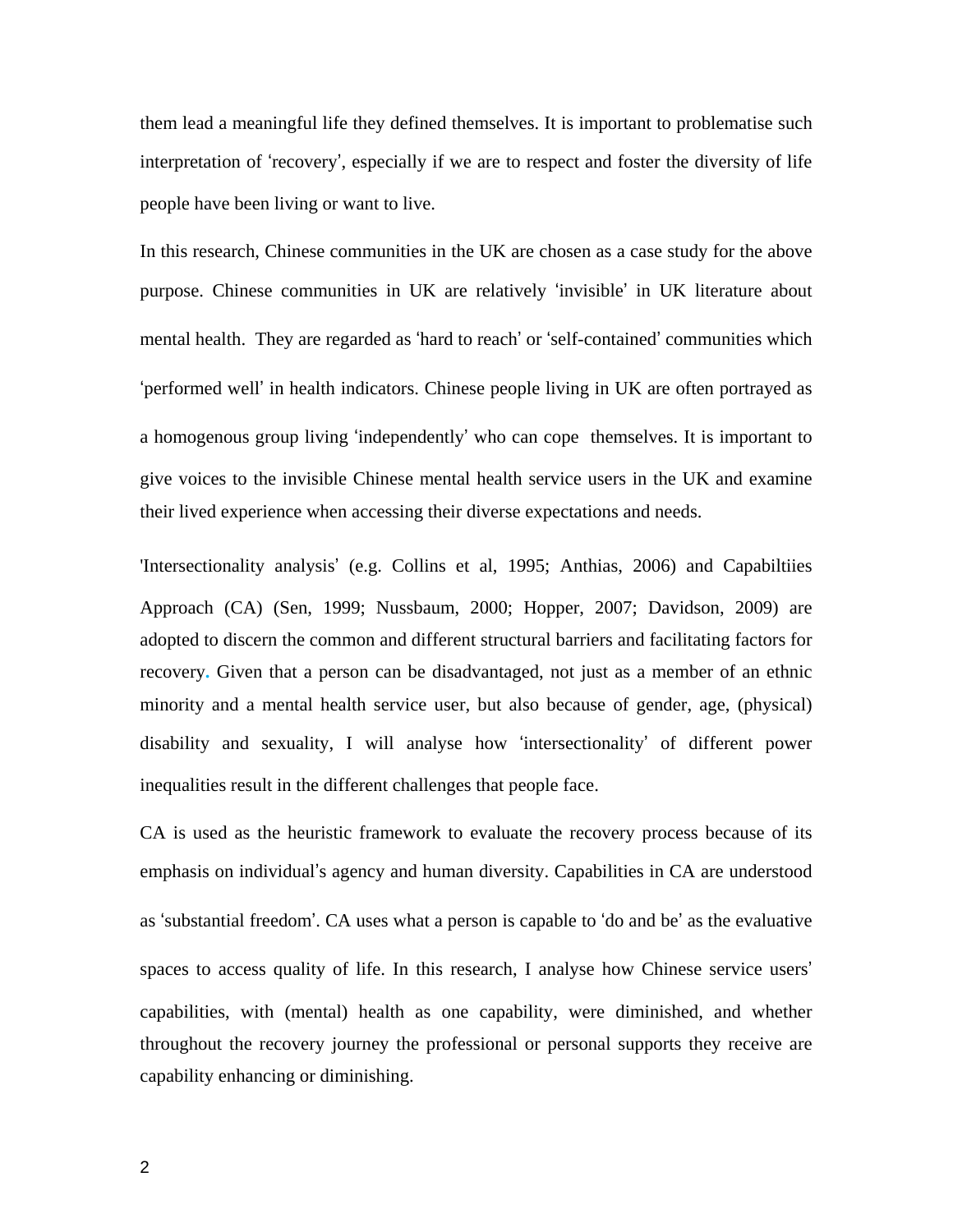them lead a meaningful life they defined themselves. It is important to problematise such interpretation of 'recovery', especially if we are to respect and foster the diversity of life people have been living or want to live.

In this research, Chinese communities in the UK are chosen as a case study for the above purpose. Chinese communities in UK are relatively 'invisible' in UK literature about mental health. They are regarded as 'hard to reach' or 'self-contained' communities which 'performed well' in health indicators. Chinese people living in UK are often portrayed as a homogenous group living 'independently' who can cope themselves. It is important to give voices to the invisible Chinese mental health service users in the UK and examine their lived experience when accessing their diverse expectations and needs.

'Intersectionality analysis' (e.g. Collins et al, 1995; Anthias, 2006) and Capabiltiies Approach (CA) (Sen, 1999; Nussbaum, 2000; Hopper, 2007; Davidson, 2009) are adopted to discern the common and different structural barriers and facilitating factors for recovery. Given that a person can be disadvantaged, not just as a member of an ethnic minority and a mental health service user, but also because of gender, age, (physical) disability and sexuality, I will analyse how 'intersectionality' of different power inequalities result in the different challenges that people face.

CA is used as the heuristic framework to evaluate the recovery process because of its emphasis on individual's agency and human diversity. Capabilities in CA are understood as 'substantial freedom'. CA uses what a person is capable to 'do and be' as the evaluative spaces to access quality of life. In this research, I analyse how Chinese service users' capabilities, with (mental) health as one capability, were diminished, and whether throughout the recovery journey the professional or personal supports they receive are capability enhancing or diminishing.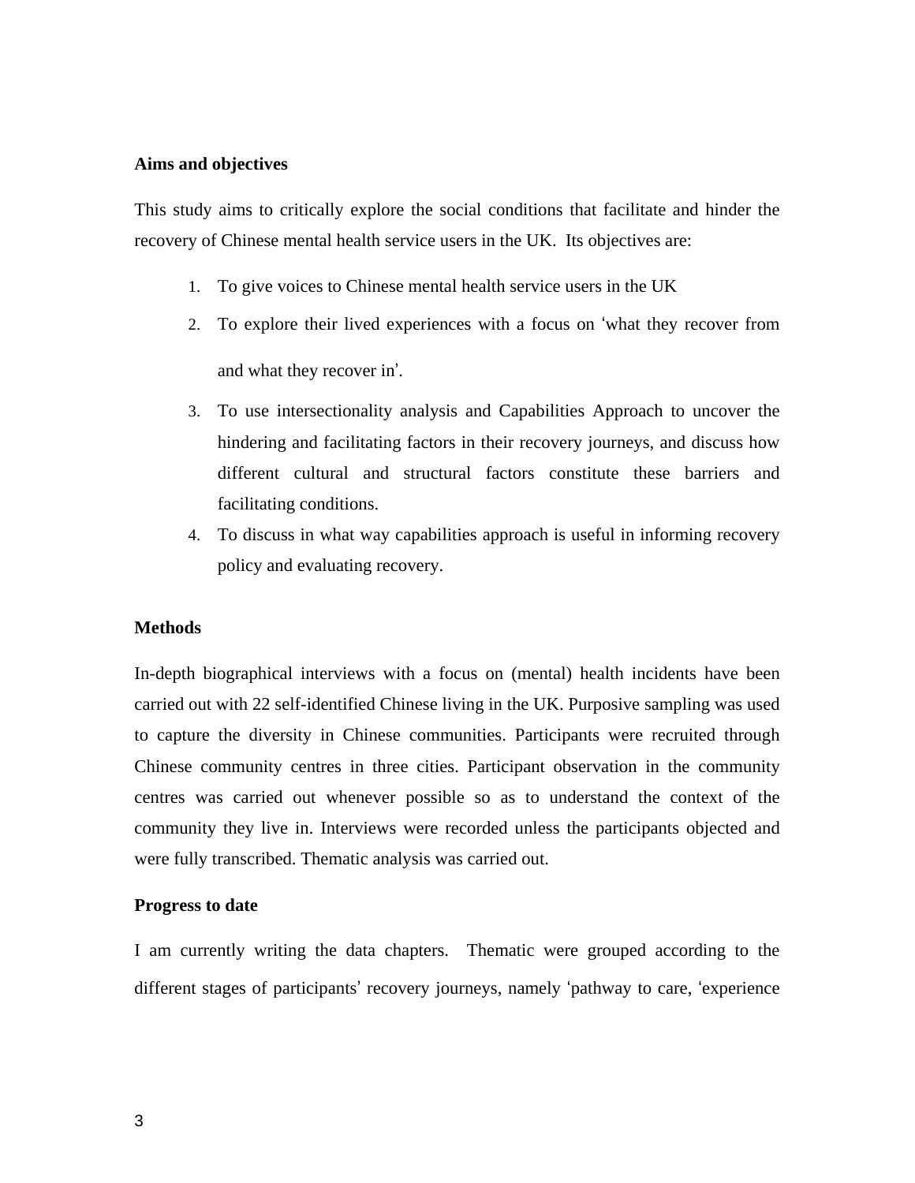**Aims and objectives**

This study aims to critically explore the social conditions that facilitate and hinder the recovery of Chinese mental health service users in the UK. Its objectives are:

1. To give voices to Chinese mental health service users in the UK
2. To explore their lived experiences with a focus on 'what they recover from and what they recover in'.
3. To use intersectionality analysis and Capabilities Approach to uncover the hindering and facilitating factors in their recovery journeys, and discuss how different cultural and structural factors constitute these barriers and facilitating conditions.
4. To discuss in what way capabilities approach is useful in informing recovery policy and evaluating recovery.

**Methods**

In-depth biographical interviews with a focus on (mental) health incidents have been carried out with 22 self-identified Chinese living in the UK. Purposive sampling was used to capture the diversity in Chinese communities. Participants were recruited through Chinese community centres in three cities. Participant observation in the community centres was carried out whenever possible so as to understand the context of the community they live in. Interviews were recorded unless the participants objected and were fully transcribed. Thematic analysis was carried out.

**Progress to date**

I am currently writing the data chapters. Thematic were grouped according to the different stages of participants' recovery journeys, namely 'pathway to care, 'experience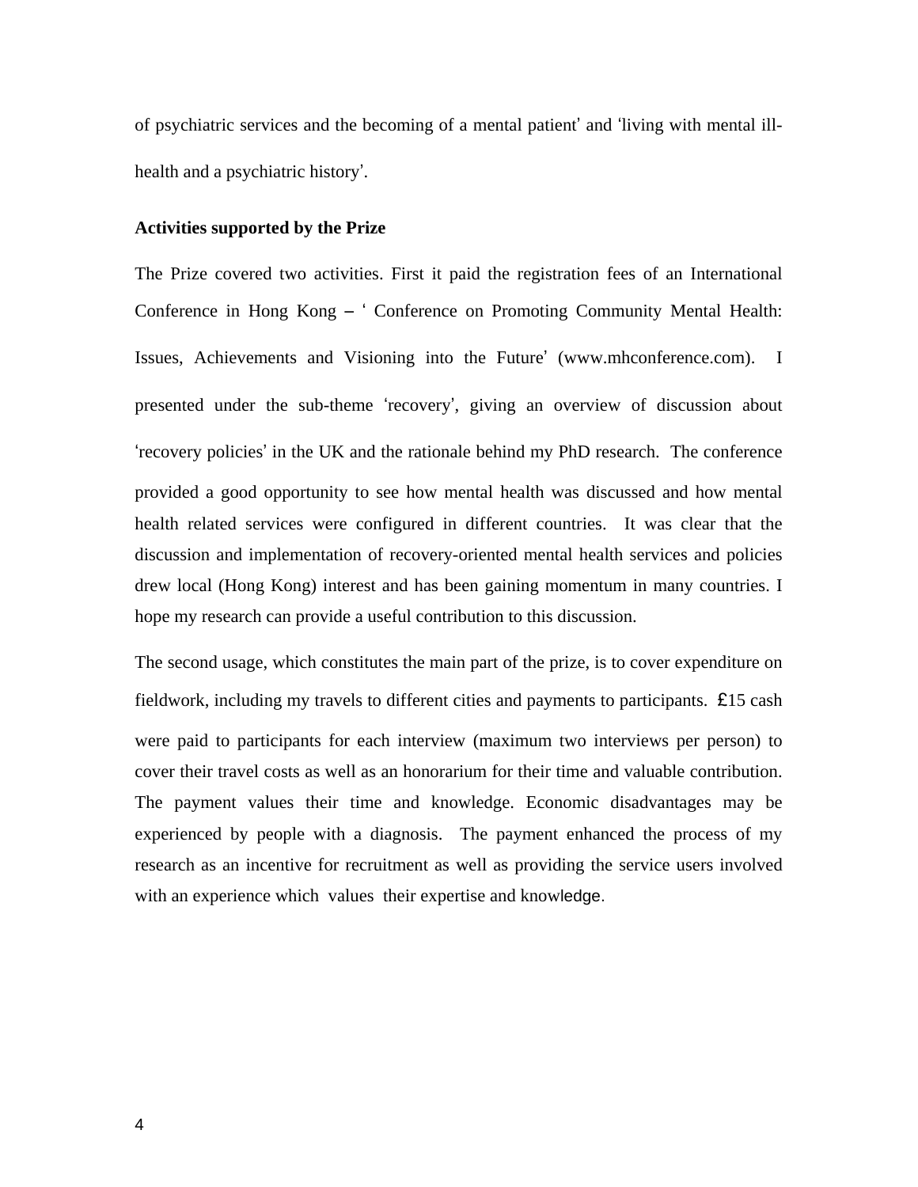of psychiatric services and the becoming of a mental patient' and 'living with mental ill-health and a psychiatric history'.

**Activities supported by the Prize**

The Prize covered two activities. First it paid the registration fees of an International Conference in Hong Kong – ' Conference on Promoting Community Mental Health: Issues, Achievements and Visioning into the Future' (www.mhconference.com). I presented under the sub-theme 'recovery', giving an overview of discussion about 'recovery policies' in the UK and the rationale behind my PhD research. The conference provided a good opportunity to see how mental health was discussed and how mental health related services were configured in different countries. It was clear that the discussion and implementation of recovery-oriented mental health services and policies drew local (Hong Kong) interest and has been gaining momentum in many countries. I hope my research can provide a useful contribution to this discussion.

The second usage, which constitutes the main part of the prize, is to cover expenditure on fieldwork, including my travels to different cities and payments to participants. £15 cash were paid to participants for each interview (maximum two interviews per person) to cover their travel costs as well as an honorarium for their time and valuable contribution. The payment values their time and knowledge. Economic disadvantages may be experienced by people with a diagnosis. The payment enhanced the process of my research as an incentive for recruitment as well as providing the service users involved with an experience which values their expertise and knowledge.